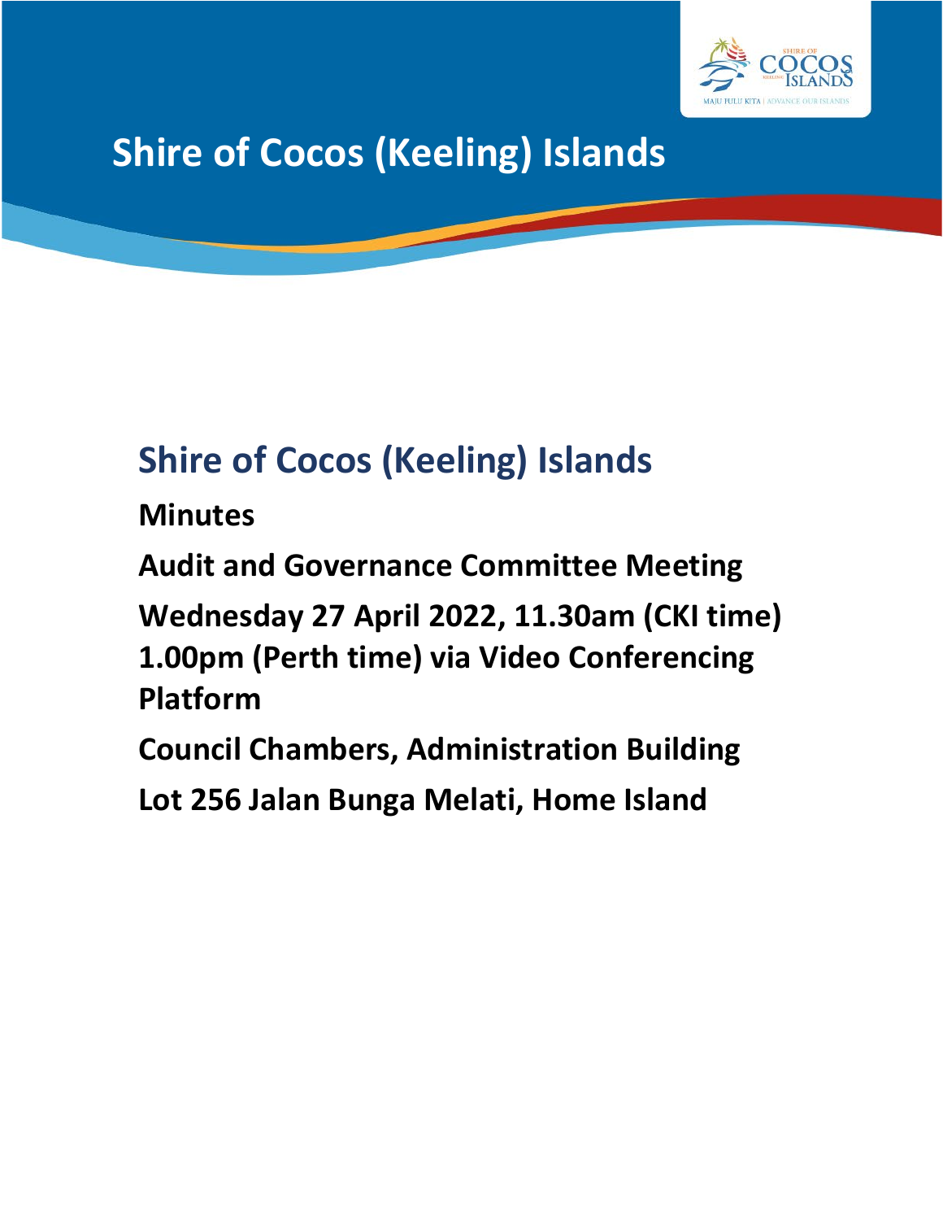# Shire of Cocos (Keeling) Islands

## Shire of Cocos (Keeling) Islands

**Minutes**

**Audit and Governance Committee Meeting**

**Wednesday 27 April 2022, 11.30am (CKI time) 1.00pm (Perth time) via Video Conferencing Platform**

**Council Chambers, Administration Building**

**Lot 256 Jalan Bunga Melati, Home Island**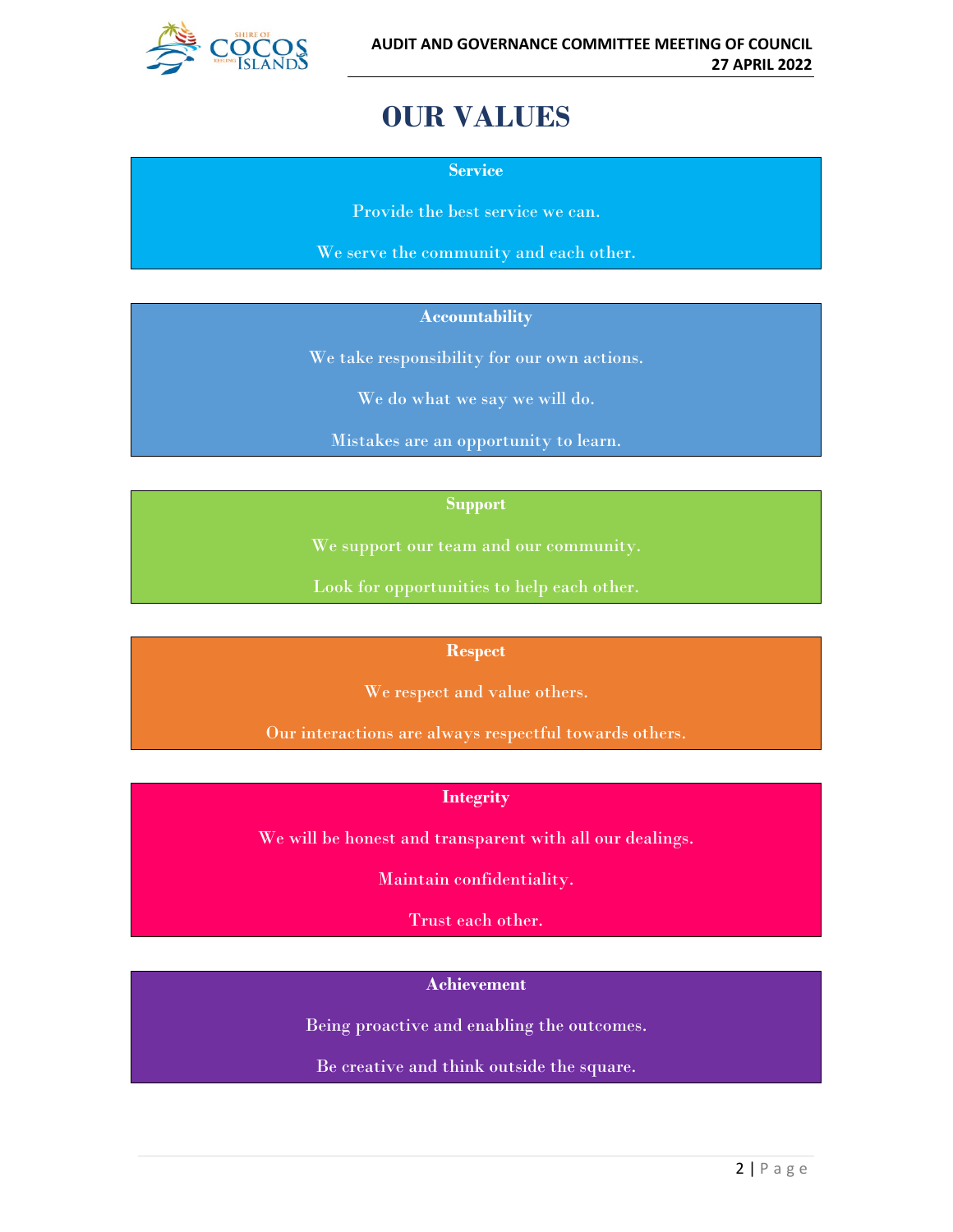# OUR VALUES

**Service**

Provide the best service we can.

We serve the community and each other.

**Accountability**

We take responsibility for our own actions.

We do what we say we will do.

Mistakes are an opportunity to learn.

**Support**

We support our team and our community.

Look for opportunities to help each other.

**Respect**

We respect and value others.

Our interactions are always respectful towards others.

**Integrity**

We will be honest and transparent with all our dealings.

Maintain confidentiality.

Trust each other.

**Achievement**

Being proactive and enabling the outcomes.

Be creative and think outside the square.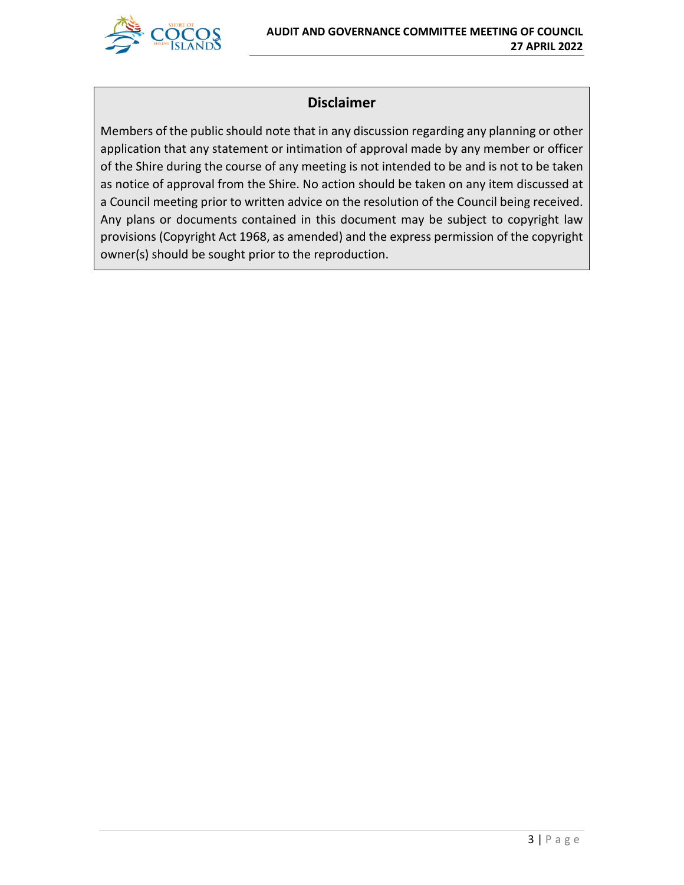## Disclaimer

Members of the public should note that in any discussion regarding any planning or other application that any statement or intimation of approval made by any member or officer of the Shire during the course of any meeting is not intended to be and is not to be taken as notice of approval from the Shire. No action should be taken on any item discussed at a Council meeting prior to written advice on the resolution of the Council being received. Any plans or documents contained in this document may be subject to copyright law provisions (Copyright Act 1968, as amended) and the express permission of the copyright owner(s) should be sought prior to the reproduction.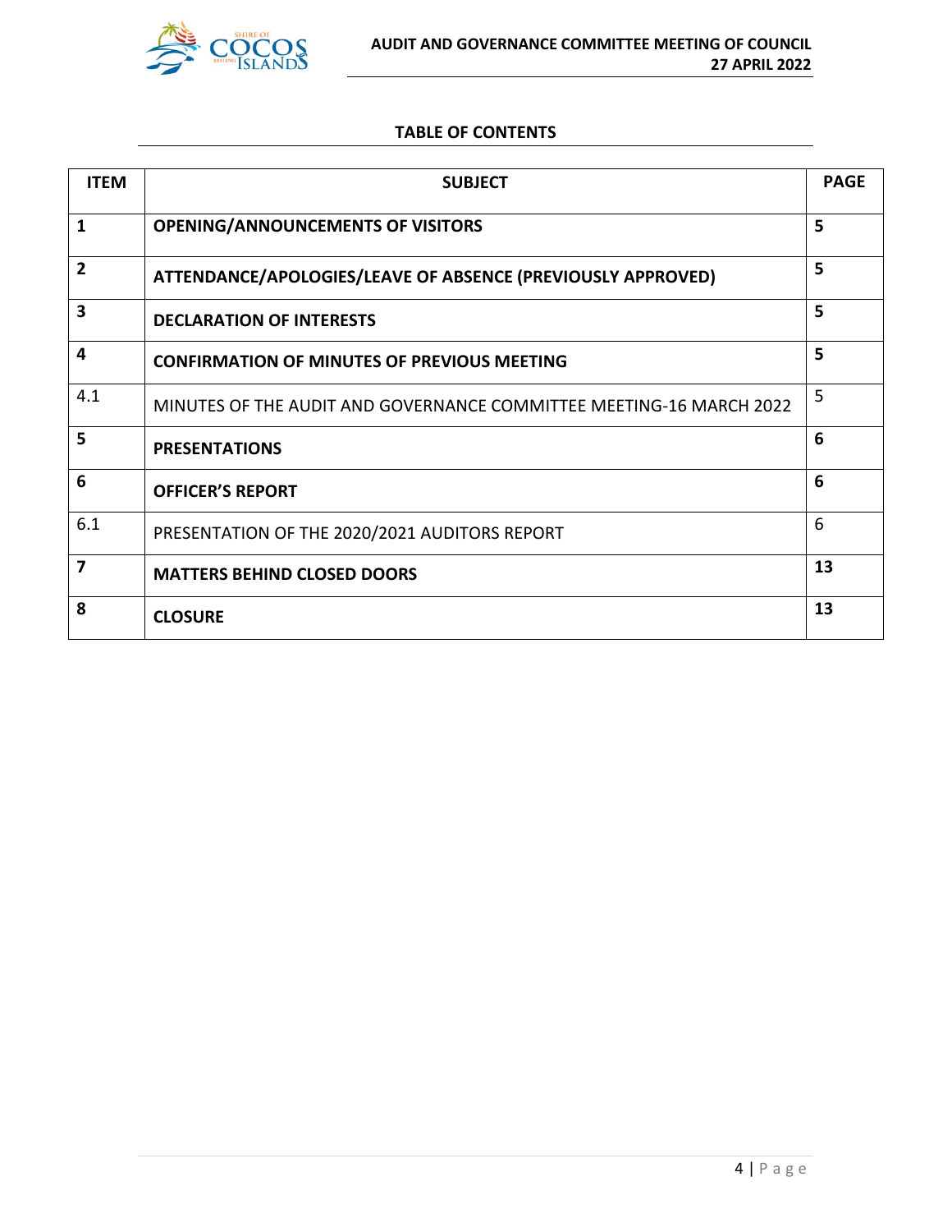## TABLE OF CONTENTS

| ITEM | SUBJECT | PAGE |
|---|---|---|
| **1** | **OPENING/ANNOUNCEMENTS OF VISITORS** | **5** |
| **2** | **ATTENDANCE/APOLOGIES/LEAVE OF ABSENCE (PREVIOUSLY APPROVED)** | **5** |
| **3** | **DECLARATION OF INTERESTS** | **5** |
| **4** | **CONFIRMATION OF MINUTES OF PREVIOUS MEETING** | **5** |
| 4.1 | MINUTES OF THE AUDIT AND GOVERNANCE COMMITTEE MEETING-16 MARCH 2022 | 5 |
| **5** | **PRESENTATIONS** | **6** |
| **6** | **OFFICER'S REPORT** | **6** |
| 6.1 | PRESENTATION OF THE 2020/2021 AUDITORS REPORT | 6 |
| **7** | **MATTERS BEHIND CLOSED DOORS** | **13** |
| **8** | **CLOSURE** | **13** |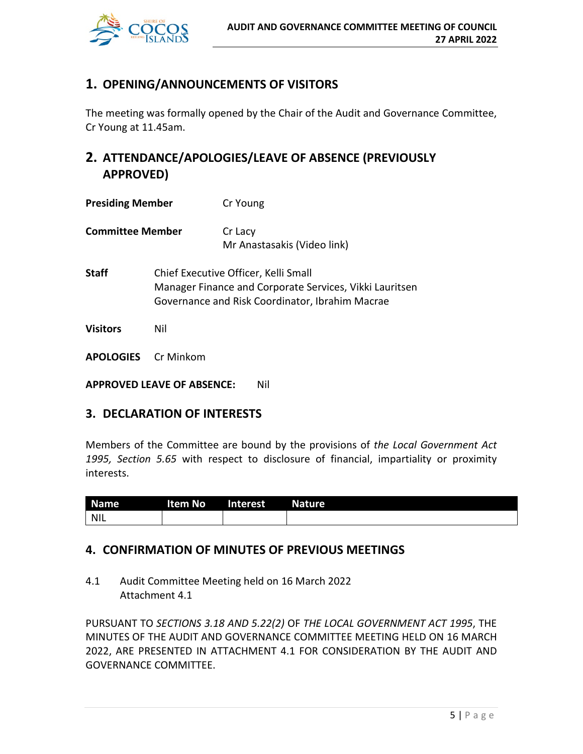# 1. OPENING/ANNOUNCEMENTS OF VISITORS

The meeting was formally opened by the Chair of the Audit and Governance Committee, Cr Young at 11.45am.

# 2. ATTENDANCE/APOLOGIES/LEAVE OF ABSENCE (PREVIOUSLY APPROVED)

**Presiding Member** Cr Young

**Committee Member** Cr Lacy
Mr Anastasakis (Video link)

**Staff** Chief Executive Officer, Kelli Small
Manager Finance and Corporate Services, Vikki Lauritsen
Governance and Risk Coordinator, Ibrahim Macrae

**Visitors** Nil

**APOLOGIES** Cr Minkom

**APPROVED LEAVE OF ABSENCE:** Nil

# 3. DECLARATION OF INTERESTS

Members of the Committee are bound by the provisions of *the Local Government Act 1995, Section 5.65* with respect to disclosure of financial, impartiality or proximity interests.

| Name | Item No | Interest | Nature |
|---|---|---|---|
| NIL | | | |

# 4. CONFIRMATION OF MINUTES OF PREVIOUS MEETINGS

4.1 Audit Committee Meeting held on 16 March 2022
Attachment 4.1

PURSUANT TO *SECTIONS 3.18 AND 5.22(2)* OF *THE LOCAL GOVERNMENT ACT 1995*, THE MINUTES OF THE AUDIT AND GOVERNANCE COMMITTEE MEETING HELD ON 16 MARCH 2022, ARE PRESENTED IN ATTACHMENT 4.1 FOR CONSIDERATION BY THE AUDIT AND GOVERNANCE COMMITTEE.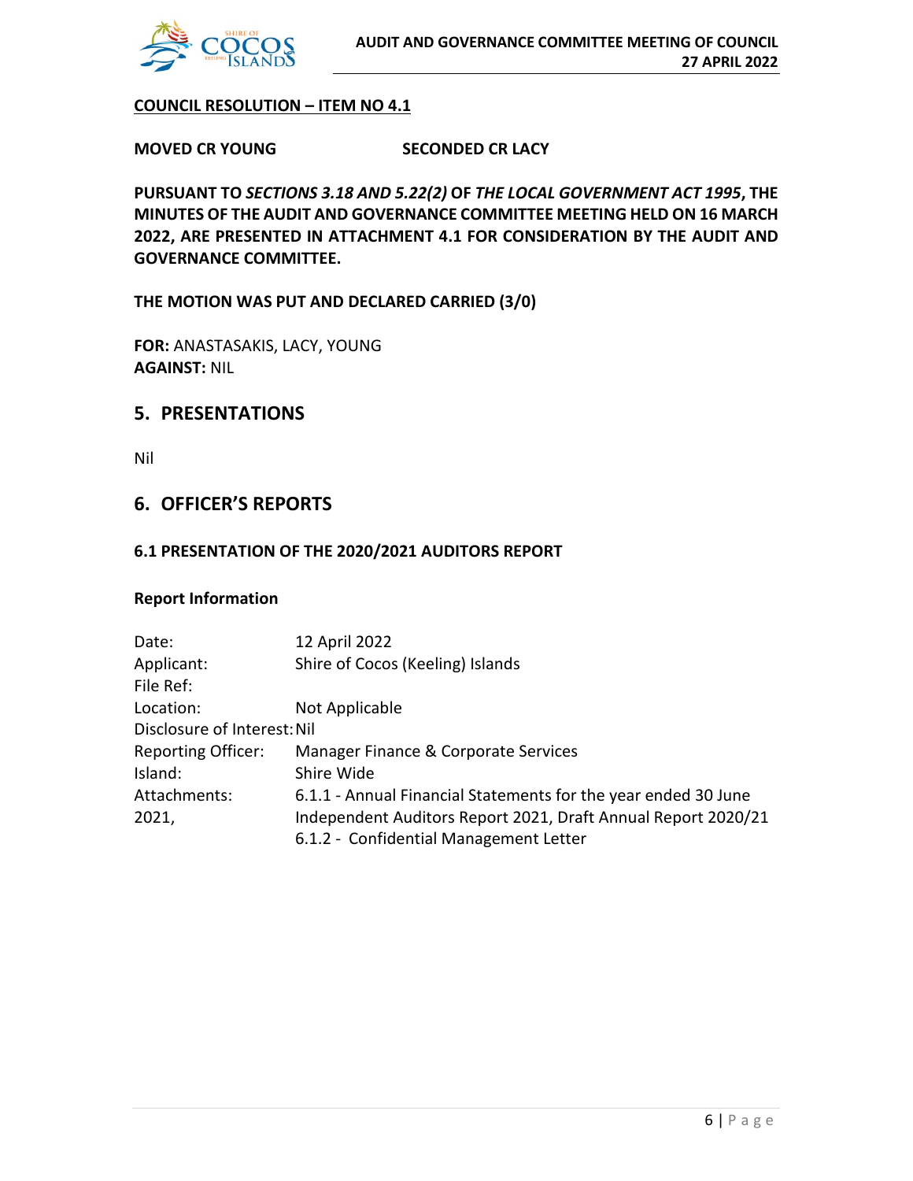**COUNCIL RESOLUTION – ITEM NO 4.1**

**MOVED CR YOUNG** **SECONDED CR LACY**

**PURSUANT TO *SECTIONS 3.18 AND 5.22(2)* OF *THE LOCAL GOVERNMENT ACT 1995*, THE MINUTES OF THE AUDIT AND GOVERNANCE COMMITTEE MEETING HELD ON 16 MARCH 2022, ARE PRESENTED IN ATTACHMENT 4.1 FOR CONSIDERATION BY THE AUDIT AND GOVERNANCE COMMITTEE.**

**THE MOTION WAS PUT AND DECLARED CARRIED (3/0)**

**FOR:** ANASTASAKIS, LACY, YOUNG
**AGAINST:** NIL

## 5. PRESENTATIONS

Nil

## 6. OFFICER'S REPORTS

### 6.1 PRESENTATION OF THE 2020/2021 AUDITORS REPORT

**Report Information**

| | |
|---|---|
| Date: | 12 April 2022 |
| Applicant: | Shire of Cocos (Keeling) Islands |
| File Ref: | |
| Location: | Not Applicable |
| Disclosure of Interest: | Nil |
| Reporting Officer: | Manager Finance & Corporate Services |
| Island: | Shire Wide |
| Attachments: | 6.1.1 - Annual Financial Statements for the year ended 30 June 2021, Independent Auditors Report 2021, Draft Annual Report 2020/21<br>6.1.2 - Confidential Management Letter |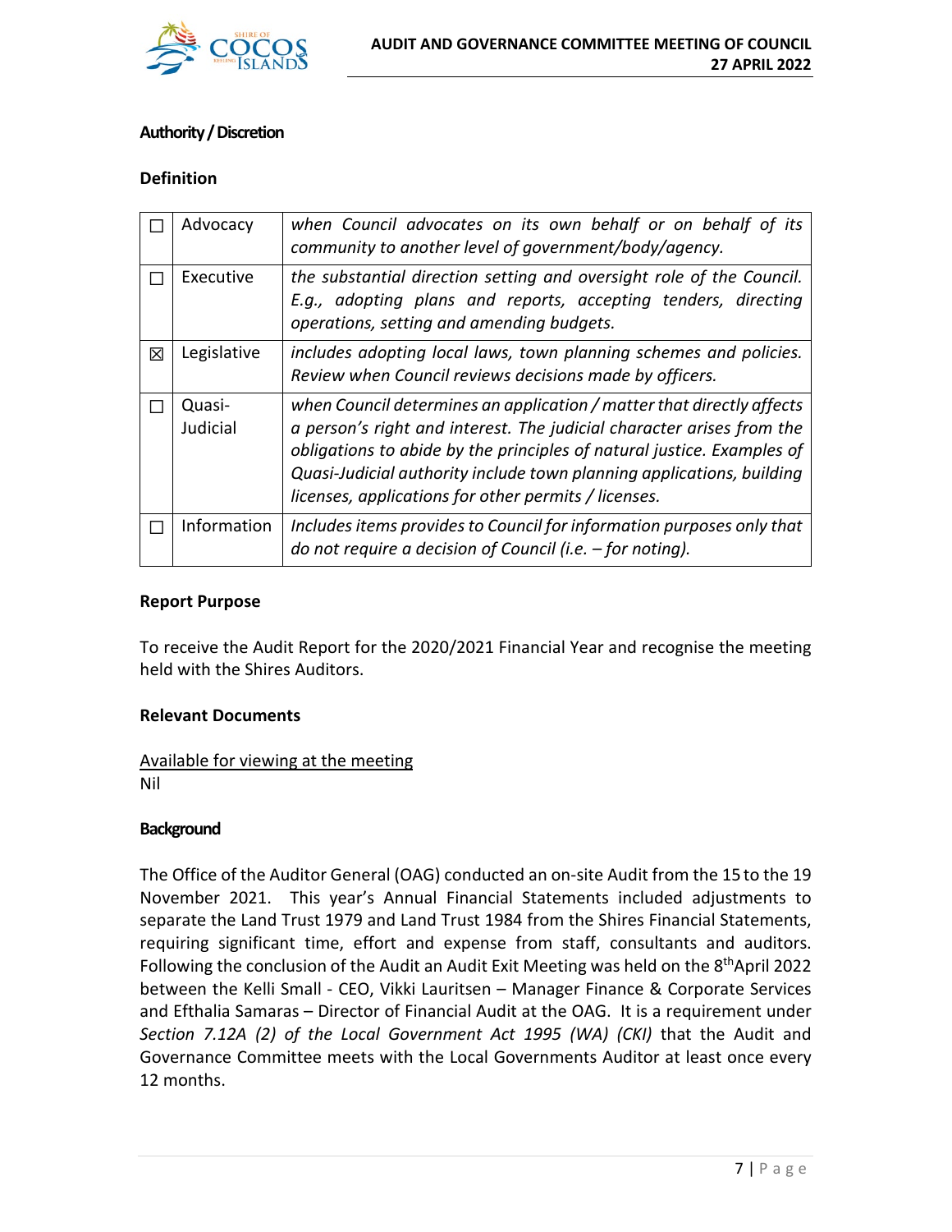**Authority / Discretion**

**Definition**

| | | |
|---|---|---|
| ☐ | Advocacy | *when Council advocates on its own behalf or on behalf of its community to another level of government/body/agency.* |
| ☐ | Executive | *the substantial direction setting and oversight role of the Council. E.g., adopting plans and reports, accepting tenders, directing operations, setting and amending budgets.* |
| ☒ | Legislative | *includes adopting local laws, town planning schemes and policies. Review when Council reviews decisions made by officers.* |
| ☐ | Quasi-Judicial | *when Council determines an application / matter that directly affects a person's right and interest. The judicial character arises from the obligations to abide by the principles of natural justice. Examples of Quasi-Judicial authority include town planning applications, building licenses, applications for other permits / licenses.* |
| ☐ | Information | *Includes items provides to Council for information purposes only that do not require a decision of Council (i.e. – for noting).* |

**Report Purpose**

To receive the Audit Report for the 2020/2021 Financial Year and recognise the meeting held with the Shires Auditors.

**Relevant Documents**

Available for viewing at the meeting
Nil

**Background**

The Office of the Auditor General (OAG) conducted an on-site Audit from the 15 to the 19 November 2021. This year's Annual Financial Statements included adjustments to separate the Land Trust 1979 and Land Trust 1984 from the Shires Financial Statements, requiring significant time, effort and expense from staff, consultants and auditors. Following the conclusion of the Audit an Audit Exit Meeting was held on the 8th April 2022 between the Kelli Small - CEO, Vikki Lauritsen – Manager Finance & Corporate Services and Efthalia Samaras – Director of Financial Audit at the OAG. It is a requirement under *Section 7.12A (2) of the Local Government Act 1995 (WA) (CKI)* that the Audit and Governance Committee meets with the Local Governments Auditor at least once every 12 months.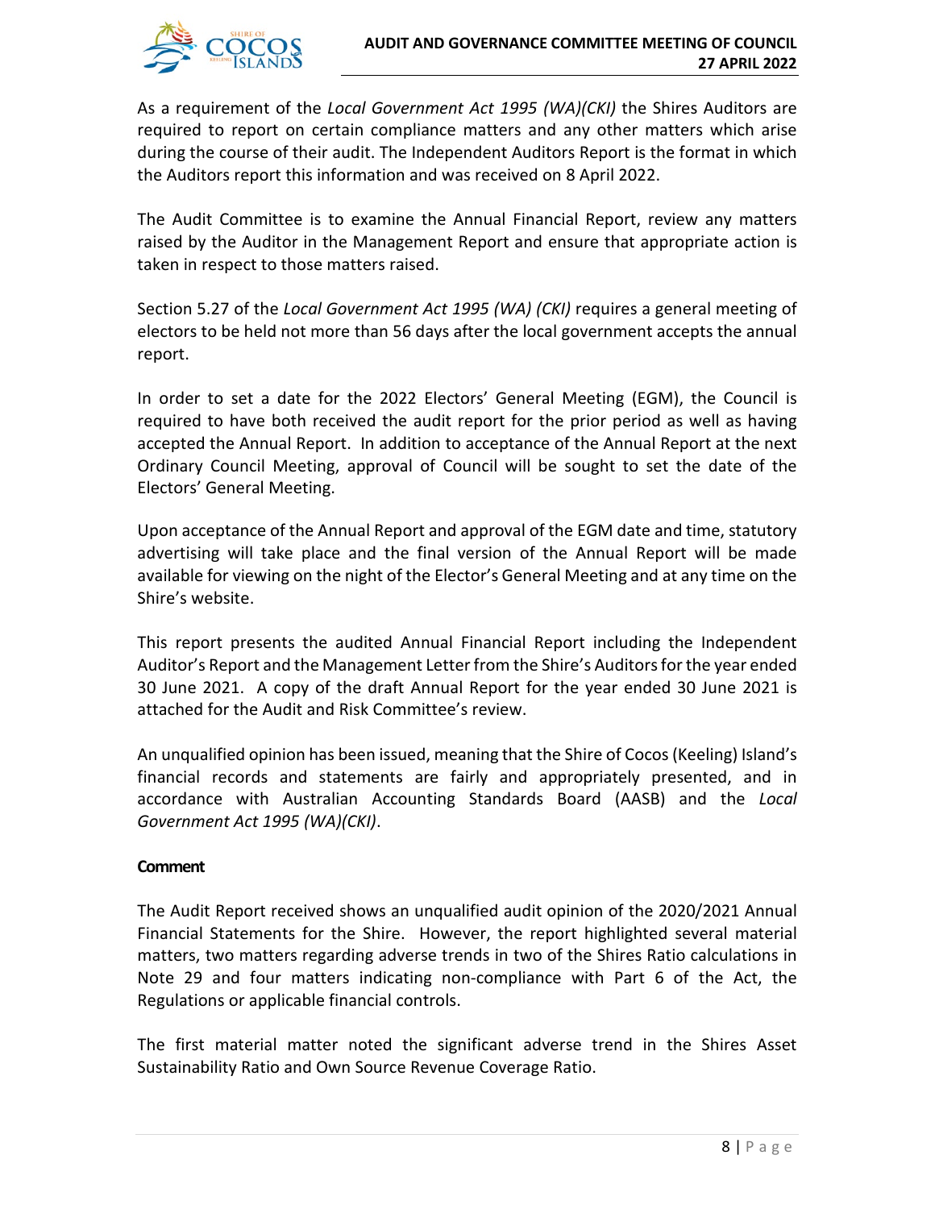As a requirement of the *Local Government Act 1995 (WA)(CKI)* the Shires Auditors are required to report on certain compliance matters and any other matters which arise during the course of their audit. The Independent Auditors Report is the format in which the Auditors report this information and was received on 8 April 2022.

The Audit Committee is to examine the Annual Financial Report, review any matters raised by the Auditor in the Management Report and ensure that appropriate action is taken in respect to those matters raised.

Section 5.27 of the *Local Government Act 1995 (WA) (CKI)* requires a general meeting of electors to be held not more than 56 days after the local government accepts the annual report.

In order to set a date for the 2022 Electors' General Meeting (EGM), the Council is required to have both received the audit report for the prior period as well as having accepted the Annual Report. In addition to acceptance of the Annual Report at the next Ordinary Council Meeting, approval of Council will be sought to set the date of the Electors' General Meeting.

Upon acceptance of the Annual Report and approval of the EGM date and time, statutory advertising will take place and the final version of the Annual Report will be made available for viewing on the night of the Elector's General Meeting and at any time on the Shire's website.

This report presents the audited Annual Financial Report including the Independent Auditor's Report and the Management Letter from the Shire's Auditors for the year ended 30 June 2021. A copy of the draft Annual Report for the year ended 30 June 2021 is attached for the Audit and Risk Committee's review.

An unqualified opinion has been issued, meaning that the Shire of Cocos (Keeling) Island's financial records and statements are fairly and appropriately presented, and in accordance with Australian Accounting Standards Board (AASB) and the *Local Government Act 1995 (WA)(CKI)*.

**Comment**

The Audit Report received shows an unqualified audit opinion of the 2020/2021 Annual Financial Statements for the Shire. However, the report highlighted several material matters, two matters regarding adverse trends in two of the Shires Ratio calculations in Note 29 and four matters indicating non-compliance with Part 6 of the Act, the Regulations or applicable financial controls.

The first material matter noted the significant adverse trend in the Shires Asset Sustainability Ratio and Own Source Revenue Coverage Ratio.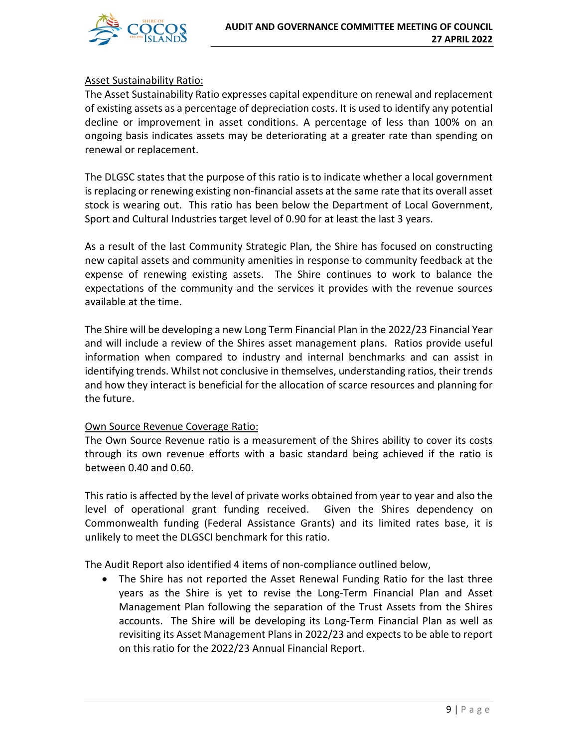<u>Asset Sustainability Ratio:</u>
The Asset Sustainability Ratio expresses capital expenditure on renewal and replacement of existing assets as a percentage of depreciation costs. It is used to identify any potential decline or improvement in asset conditions. A percentage of less than 100% on an ongoing basis indicates assets may be deteriorating at a greater rate than spending on renewal or replacement.

The DLGSC states that the purpose of this ratio is to indicate whether a local government is replacing or renewing existing non-financial assets at the same rate that its overall asset stock is wearing out. This ratio has been below the Department of Local Government, Sport and Cultural Industries target level of 0.90 for at least the last 3 years.

As a result of the last Community Strategic Plan, the Shire has focused on constructing new capital assets and community amenities in response to community feedback at the expense of renewing existing assets. The Shire continues to work to balance the expectations of the community and the services it provides with the revenue sources available at the time.

The Shire will be developing a new Long Term Financial Plan in the 2022/23 Financial Year and will include a review of the Shires asset management plans. Ratios provide useful information when compared to industry and internal benchmarks and can assist in identifying trends. Whilst not conclusive in themselves, understanding ratios, their trends and how they interact is beneficial for the allocation of scarce resources and planning for the future.

<u>Own Source Revenue Coverage Ratio:</u>
The Own Source Revenue ratio is a measurement of the Shires ability to cover its costs through its own revenue efforts with a basic standard being achieved if the ratio is between 0.40 and 0.60.

This ratio is affected by the level of private works obtained from year to year and also the level of operational grant funding received. Given the Shires dependency on Commonwealth funding (Federal Assistance Grants) and its limited rates base, it is unlikely to meet the DLGSCI benchmark for this ratio.

The Audit Report also identified 4 items of non-compliance outlined below,

- The Shire has not reported the Asset Renewal Funding Ratio for the last three years as the Shire is yet to revise the Long-Term Financial Plan and Asset Management Plan following the separation of the Trust Assets from the Shires accounts. The Shire will be developing its Long-Term Financial Plan as well as revisiting its Asset Management Plans in 2022/23 and expects to be able to report on this ratio for the 2022/23 Annual Financial Report.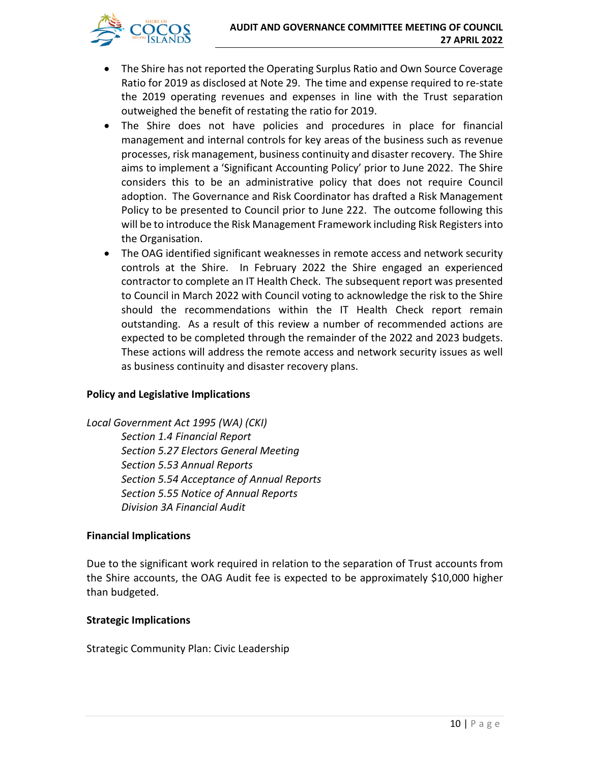- The Shire has not reported the Operating Surplus Ratio and Own Source Coverage Ratio for 2019 as disclosed at Note 29. The time and expense required to re-state the 2019 operating revenues and expenses in line with the Trust separation outweighed the benefit of restating the ratio for 2019.
- The Shire does not have policies and procedures in place for financial management and internal controls for key areas of the business such as revenue processes, risk management, business continuity and disaster recovery. The Shire aims to implement a 'Significant Accounting Policy' prior to June 2022. The Shire considers this to be an administrative policy that does not require Council adoption. The Governance and Risk Coordinator has drafted a Risk Management Policy to be presented to Council prior to June 222. The outcome following this will be to introduce the Risk Management Framework including Risk Registers into the Organisation.
- The OAG identified significant weaknesses in remote access and network security controls at the Shire. In February 2022 the Shire engaged an experienced contractor to complete an IT Health Check. The subsequent report was presented to Council in March 2022 with Council voting to acknowledge the risk to the Shire should the recommendations within the IT Health Check report remain outstanding. As a result of this review a number of recommended actions are expected to be completed through the remainder of the 2022 and 2023 budgets. These actions will address the remote access and network security issues as well as business continuity and disaster recovery plans.

**Policy and Legislative Implications**

*Local Government Act 1995 (WA) (CKI)*

*Section 1.4 Financial Report*
*Section 5.27 Electors General Meeting*
*Section 5.53 Annual Reports*
*Section 5.54 Acceptance of Annual Reports*
*Section 5.55 Notice of Annual Reports*
*Division 3A Financial Audit*

**Financial Implications**

Due to the significant work required in relation to the separation of Trust accounts from the Shire accounts, the OAG Audit fee is expected to be approximately $10,000 higher than budgeted.

**Strategic Implications**

Strategic Community Plan: Civic Leadership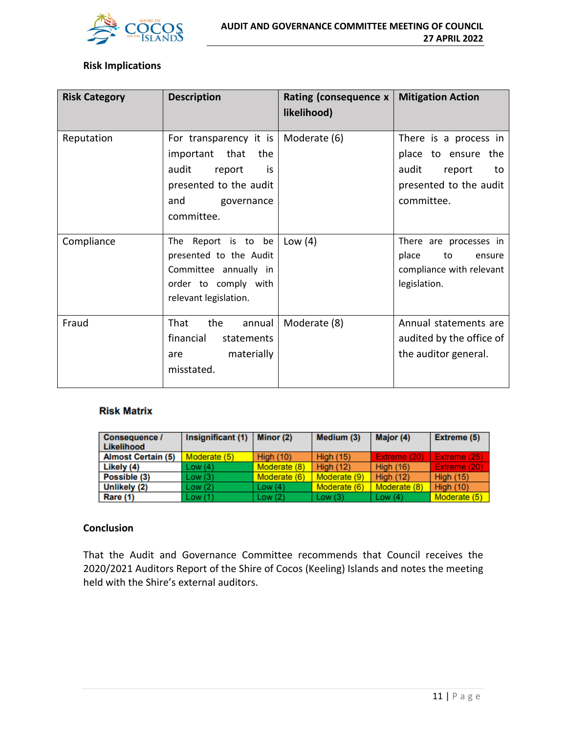### Risk Implications

| Risk Category | Description | Rating (consequence x likelihood) | Mitigation Action |
|---|---|---|---|
| Reputation | For transparency it is important that the audit report is presented to the audit and governance committee. | Moderate (6) | There is a process in place to ensure the audit report to presented to the audit committee. |
| Compliance | The Report is to be presented to the Audit Committee annually in order to comply with relevant legislation. | Low (4) | There are processes in place to ensure compliance with relevant legislation. |
| Fraud | That the annual financial statements are materially misstated. | Moderate (8) | Annual statements are audited by the office of the auditor general. |

### Risk Matrix

| Consequence / Likelihood | Insignificant (1) | Minor (2) | Medium (3) | Major (4) | Extreme (5) |
|---|---|---|---|---|---|
| Almost Certain (5) | Moderate (5) | High (10) | High (15) | Extreme (20) | Extreme (25) |
| Likely (4) | Low (4) | Moderate (8) | High (12) | High (16) | Extreme (20) |
| Possible (3) | Low (3) | Moderate (6) | Moderate (9) | High (12) | High (15) |
| Unlikely (2) | Low (2) | Low (4) | Moderate (6) | Moderate (8) | High (10) |
| Rare (1) | Low (1) | Low (2) | Low (3) | Low (4) | Moderate (5) |

### Conclusion

That the Audit and Governance Committee recommends that Council receives the 2020/2021 Auditors Report of the Shire of Cocos (Keeling) Islands and notes the meeting held with the Shire's external auditors.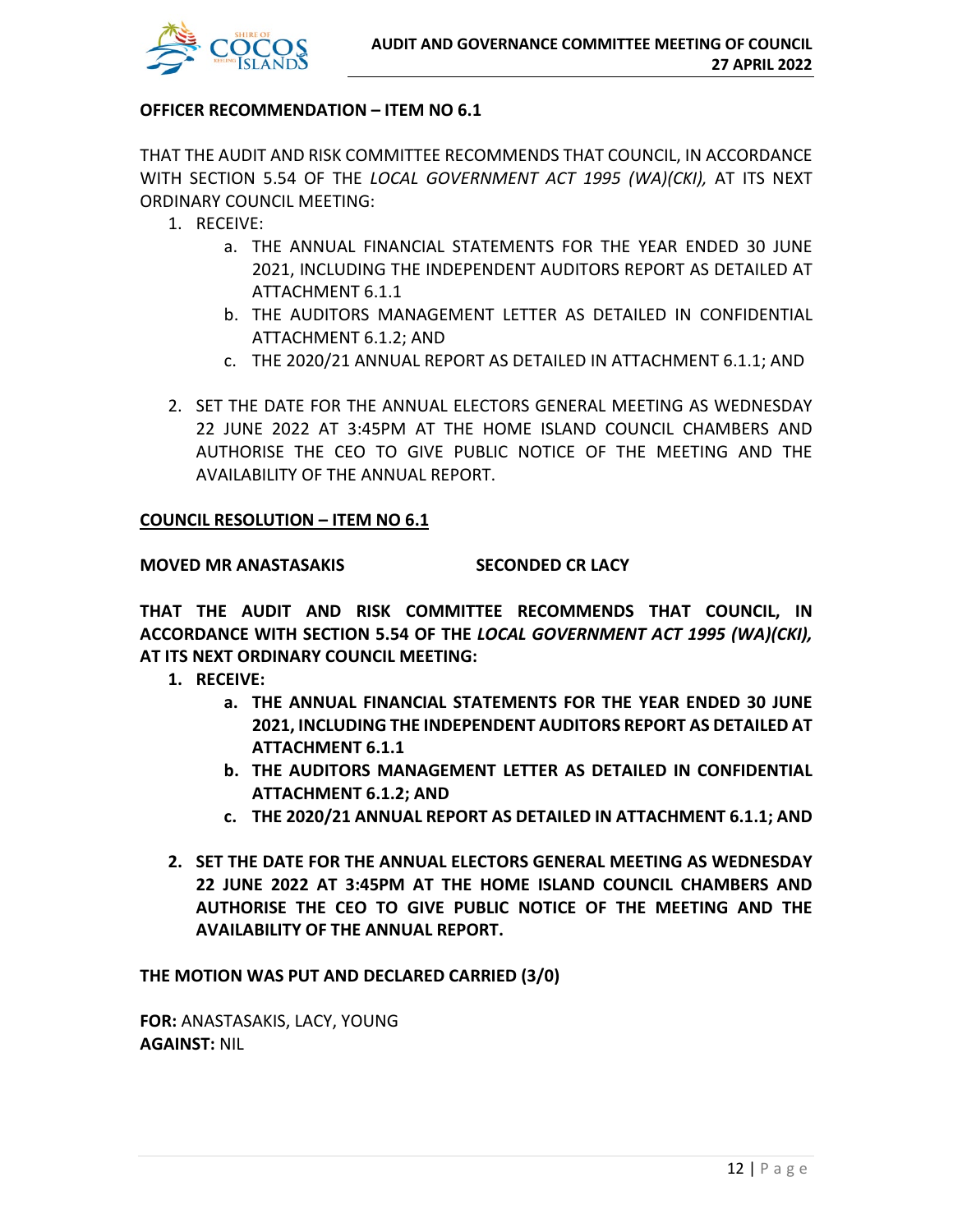**OFFICER RECOMMENDATION – ITEM NO 6.1**

THAT THE AUDIT AND RISK COMMITTEE RECOMMENDS THAT COUNCIL, IN ACCORDANCE WITH SECTION 5.54 OF THE *LOCAL GOVERNMENT ACT 1995 (WA)(CKI),* AT ITS NEXT ORDINARY COUNCIL MEETING:

1. RECEIVE:
   a. THE ANNUAL FINANCIAL STATEMENTS FOR THE YEAR ENDED 30 JUNE 2021, INCLUDING THE INDEPENDENT AUDITORS REPORT AS DETAILED AT ATTACHMENT 6.1.1
   b. THE AUDITORS MANAGEMENT LETTER AS DETAILED IN CONFIDENTIAL ATTACHMENT 6.1.2; AND
   c. THE 2020/21 ANNUAL REPORT AS DETAILED IN ATTACHMENT 6.1.1; AND

2. SET THE DATE FOR THE ANNUAL ELECTORS GENERAL MEETING AS WEDNESDAY 22 JUNE 2022 AT 3:45PM AT THE HOME ISLAND COUNCIL CHAMBERS AND AUTHORISE THE CEO TO GIVE PUBLIC NOTICE OF THE MEETING AND THE AVAILABILITY OF THE ANNUAL REPORT.

**COUNCIL RESOLUTION – ITEM NO 6.1**

**MOVED MR ANASTASAKIS SECONDED CR LACY**

**THAT THE AUDIT AND RISK COMMITTEE RECOMMENDS THAT COUNCIL, IN ACCORDANCE WITH SECTION 5.54 OF THE *LOCAL GOVERNMENT ACT 1995 (WA)(CKI),* AT ITS NEXT ORDINARY COUNCIL MEETING:**

1. **RECEIVE:**
   a. **THE ANNUAL FINANCIAL STATEMENTS FOR THE YEAR ENDED 30 JUNE 2021, INCLUDING THE INDEPENDENT AUDITORS REPORT AS DETAILED AT ATTACHMENT 6.1.1**
   b. **THE AUDITORS MANAGEMENT LETTER AS DETAILED IN CONFIDENTIAL ATTACHMENT 6.1.2; AND**
   c. **THE 2020/21 ANNUAL REPORT AS DETAILED IN ATTACHMENT 6.1.1; AND**

2. **SET THE DATE FOR THE ANNUAL ELECTORS GENERAL MEETING AS WEDNESDAY 22 JUNE 2022 AT 3:45PM AT THE HOME ISLAND COUNCIL CHAMBERS AND AUTHORISE THE CEO TO GIVE PUBLIC NOTICE OF THE MEETING AND THE AVAILABILITY OF THE ANNUAL REPORT.**

**THE MOTION WAS PUT AND DECLARED CARRIED (3/0)**

**FOR:** ANASTASAKIS, LACY, YOUNG
**AGAINST:** NIL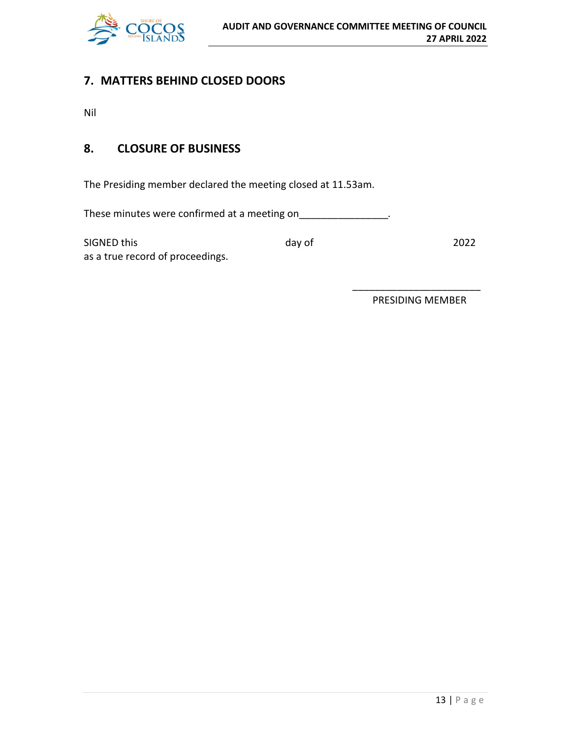## 7. MATTERS BEHIND CLOSED DOORS

Nil

## 8. CLOSURE OF BUSINESS

The Presiding member declared the meeting closed at 11.53am.

These minutes were confirmed at a meeting on________________.

SIGNED this day of 2022
as a true record of proceedings.

________________________
PRESIDING MEMBER